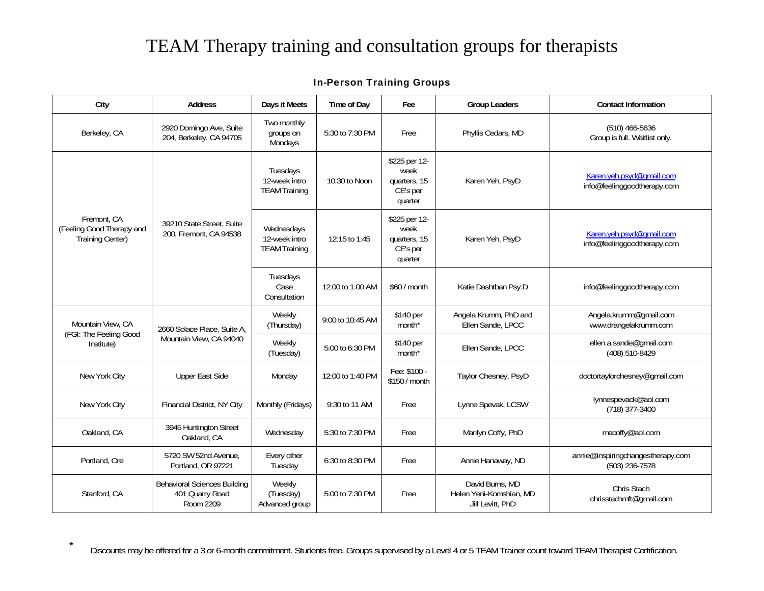# TEAM Therapy training and consultation groups for therapists

## In-Person Training Groups

| City | Address | Days it Meets | Time of Day | Fee | Group Leaders | Contact Information |
|---|---|---|---|---|---|---|
| Berkeley, CA | 2920 Domingo Ave, Suite 204, Berkeley, CA 94705 | Two monthly groups on Mondays | 5:30 to 7:30 PM | Free | Phyllis Cedars, MD | (510) 466-5636<br>Group is full. Waitlist only. |
| Fremont, CA (Feeling Good Therapy and Training Center) | 39210 State Street, Suite 200, Fremont, CA 94538 | Tuesdays 12-week intro TEAM Training | 10:30 to Noon | $225 per 12-week quarters, 15 CE's per quarter | Karen Yeh, PsyD | Karen.yeh.psyd@gmail.com<br>info@feelinggoodtherapy.com |
| | | Wednesdays 12-week intro TEAM Training | 12:15 to 1:45 | $225 per 12-week quarters, 15 CE's per quarter | Karen Yeh, PsyD | Karen.yeh.psyd@gmail.com<br>info@feelinggoodtherapy.com |
| | | Tuesdays Case Consultation | 12:00 to 1:00 AM | $60 / month | Katie Dashtban Psy.D | info@feelinggoodtherapy.com |
| Mountain View, CA (FGI: The Feeling Good Institute) | 2660 Solace Place, Suite A, Mountain View, CA 94040 | Weekly (Thursday) | 9:00 to 10:45 AM | $140 per month* | Angela Krumm, PhD and Ellen Sande, LPCC | Angela.krumm@gmail.com<br>www.drangelakrumm.com |
| | | Weekly (Tuesday) | 5:00 to 6:30 PM | $140 per month* | Ellen Sande, LPCC | ellen.a.sande@gmail.com<br>(408) 510-8429 |
| New York City | Upper East Side | Monday | 12:00 to 1:40 PM | Fee: $100 - $150 / month | Taylor Chesney, PsyD | doctortaylorchesney@gmail.com |
| New York City | Financial District, NY City | Monthly (Fridays) | 9:30 to 11 AM | Free | Lynne Spevak, LCSW | lynnespevack@aol.com<br>(718) 377-3400 |
| Oakland, CA | 3945 Huntington Street Oakland, CA | Wednesday | 5:30 to 7:30 PM | Free | Marilyn Coffy, PhD | macoffy@aol.com |
| Portland, Ore | 5720 SW 52nd Avenue, Portland, OR 97221 | Every other Tuesday | 6:30 to 8:30 PM | Free | Annie Hanaway, ND | annie@inspiringchangestherapy.com<br>(503) 236-7578 |
| Stanford, CA | Behavioral Sciences Building 401 Quarry Road Room 2209 | Weekly (Tuesday) Advanced group | 5:00 to 7:30 PM | Free | David Burns, MD<br>Helen Yeni-Komshian, MD<br>Jill Levitt, PhD | Chris Stach<br>chrisstachmft@gmail.com |

* Discounts may be offered for a 3 or 6-month commitment. Students free. Groups supervised by a Level 4 or 5 TEAM Trainer count toward TEAM Therapist Certification.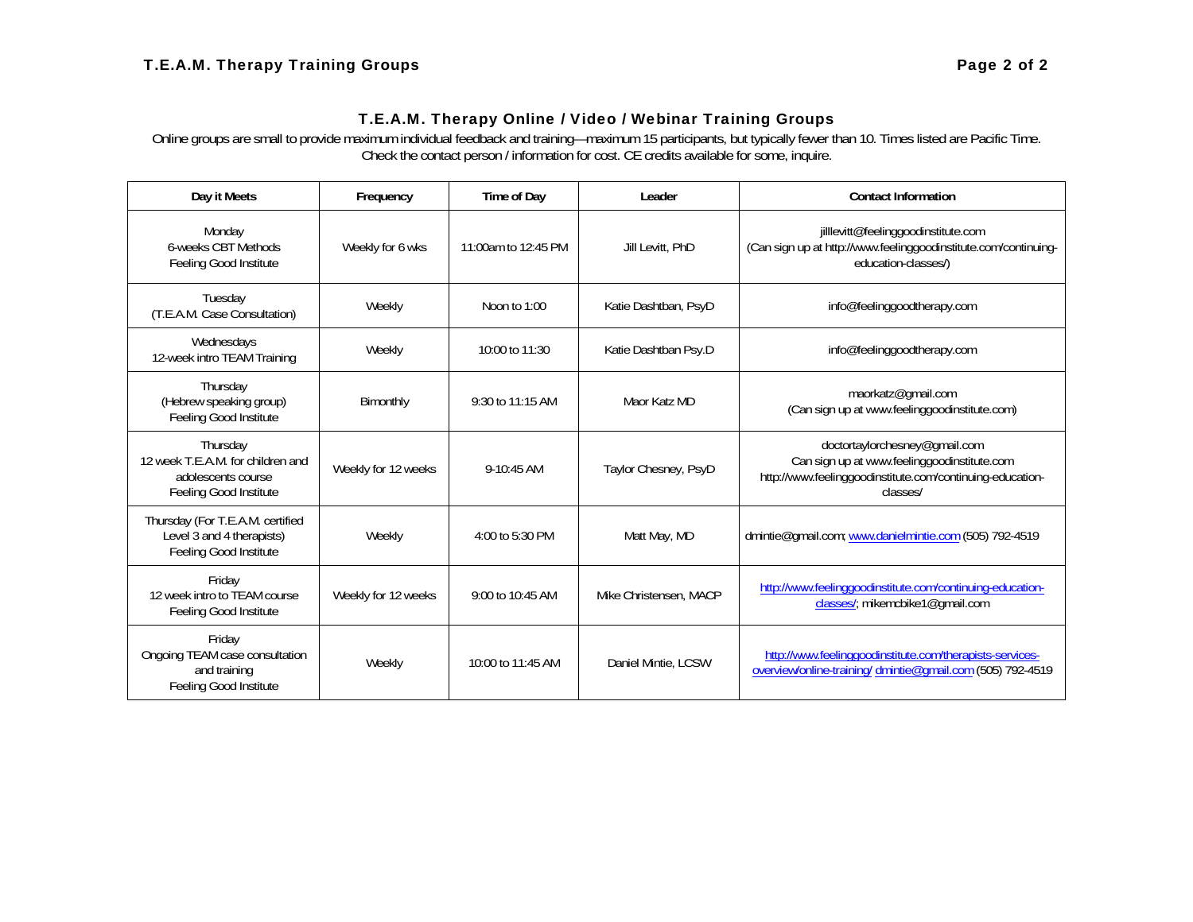## T.E.A.M. Therapy Online / Video / Webinar Training Groups

Online groups are small to provide maximum individual feedback and training—maximum 15 participants, but typically fewer than 10. Times listed are Pacific Time. Check the contact person / information for cost. CE credits available for some, inquire.

| Day it Meets | Frequency | Time of Day | Leader | Contact Information |
|---|---|---|---|---|
| Monday<br>6-weeks CBT Methods<br>Feeling Good Institute | Weekly for 6 wks | 11:00am to 12:45 PM | Jill Levitt, PhD | jilllevitt@feelinggoodinstitute.com<br>(Can sign up at http://www.feelinggoodinstitute.com/continuing-education-classes/) |
| Tuesday<br>(T.E.A.M. Case Consultation) | Weekly | Noon to 1:00 | Katie Dashtban, PsyD | info@feelinggoodtherapy.com |
| Wednesdays<br>12-week intro TEAM Training | Weekly | 10:00 to 11:30 | Katie Dashtban Psy.D | info@feelinggoodtherapy.com |
| Thursday<br>(Hebrew speaking group)<br>Feeling Good Institute | Bimonthly | 9:30 to 11:15 AM | Maor Katz MD | maorkatz@gmail.com<br>(Can sign up at www.feelinggoodinstitute.com) |
| Thursday<br>12 week T.E.A.M. for children and adolescents course<br>Feeling Good Institute | Weekly for 12 weeks | 9-10:45 AM | Taylor Chesney, PsyD | doctortaylorchesney@gmail.com<br>Can sign up at www.feelinggoodinstitute.com<br>http://www.feelinggoodinstitute.com/continuing-education-classes/ |
| Thursday (For T.E.A.M. certified Level 3 and 4 therapists)<br>Feeling Good Institute | Weekly | 4:00 to 5:30 PM | Matt May, MD | dmintie@gmail.com; www.danielmintie.com (505) 792-4519 |
| Friday<br>12 week intro to TEAM course<br>Feeling Good Institute | Weekly for 12 weeks | 9:00 to 10:45 AM | Mike Christensen, MACP | http://www.feelinggoodinstitute.com/continuing-education-classes/; mikemcbike1@gmail.com |
| Friday<br>Ongoing TEAM case consultation and training<br>Feeling Good Institute | Weekly | 10:00 to 11:45 AM | Daniel Mintie, LCSW | http://www.feelinggoodinstitute.com/therapists-services-overview/online-training/ dmintie@gmail.com (505) 792-4519 |